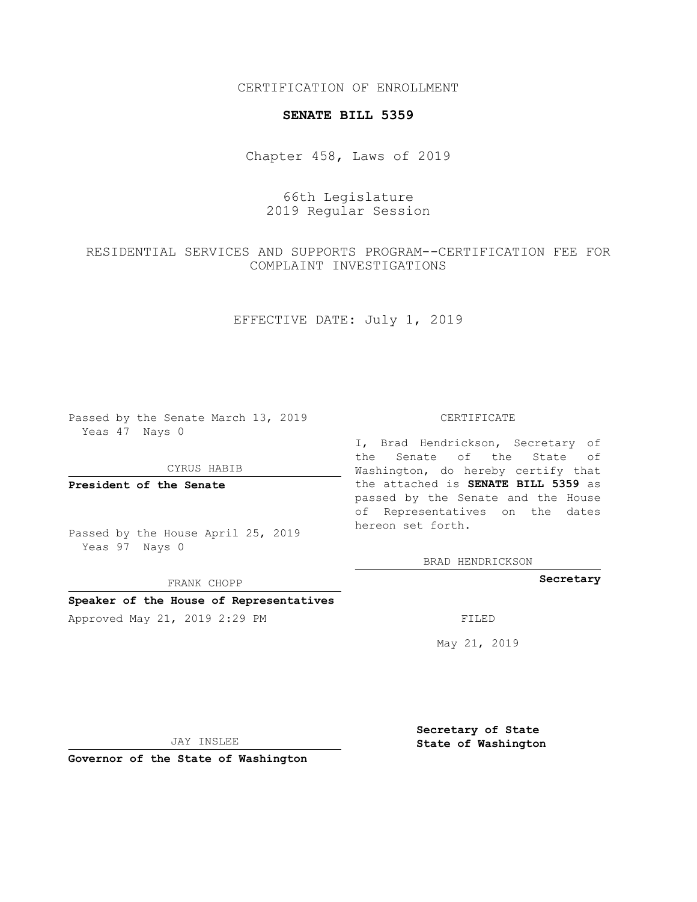CERTIFICATION OF ENROLLMENT

**SENATE BILL 5359**

Chapter 458, Laws of 2019

66th Legislature
2019 Regular Session

RESIDENTIAL SERVICES AND SUPPORTS PROGRAM--CERTIFICATION FEE FOR COMPLAINT INVESTIGATIONS

EFFECTIVE DATE: July 1, 2019

Passed by the Senate March 13, 2019
Yeas 47 Nays 0

CYRUS HABIB

**President of the Senate**

Passed by the House April 25, 2019
Yeas 97 Nays 0

FRANK CHOPP

**Speaker of the House of Representatives**

Approved May 21, 2019 2:29 PM

JAY INSLEE

**Governor of the State of Washington**

CERTIFICATE

I, Brad Hendrickson, Secretary of the Senate of the State of Washington, do hereby certify that the attached is **SENATE BILL 5359** as passed by the Senate and the House of Representatives on the dates hereon set forth.

BRAD HENDRICKSON

**Secretary**

FILED

May 21, 2019

**Secretary of State**
**State of Washington**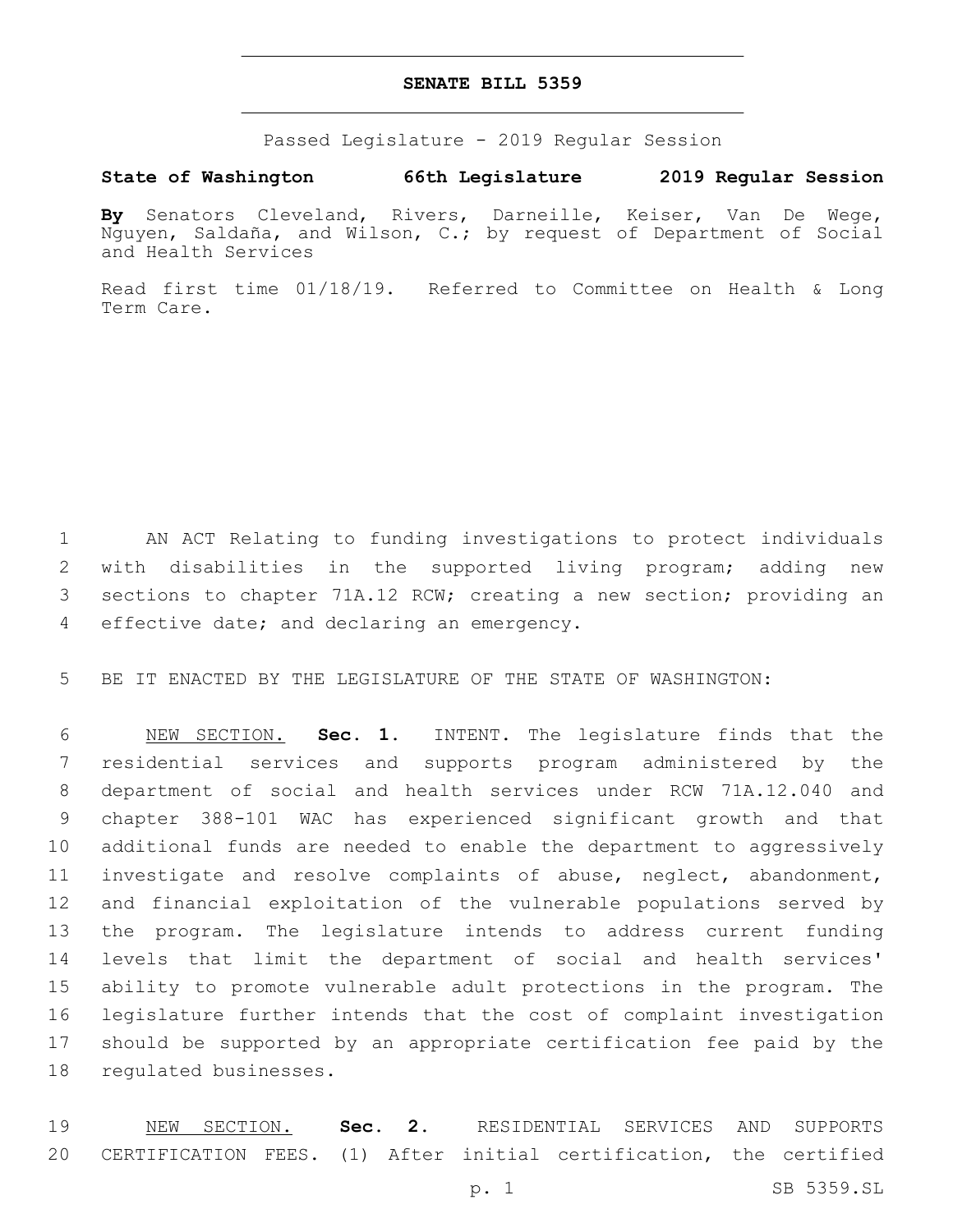# SENATE BILL 5359

Passed Legislature - 2019 Regular Session

**State of Washington 66th Legislature 2019 Regular Session**

**By** Senators Cleveland, Rivers, Darneille, Keiser, Van De Wege, Nguyen, Saldaña, and Wilson, C.; by request of Department of Social and Health Services

Read first time 01/18/19. Referred to Committee on Health & Long Term Care.

AN ACT Relating to funding investigations to protect individuals with disabilities in the supported living program; adding new sections to chapter 71A.12 RCW; creating a new section; providing an effective date; and declaring an emergency.

BE IT ENACTED BY THE LEGISLATURE OF THE STATE OF WASHINGTON:

NEW SECTION. **Sec. 1.** INTENT. The legislature finds that the residential services and supports program administered by the department of social and health services under RCW 71A.12.040 and chapter 388-101 WAC has experienced significant growth and that additional funds are needed to enable the department to aggressively investigate and resolve complaints of abuse, neglect, abandonment, and financial exploitation of the vulnerable populations served by the program. The legislature intends to address current funding levels that limit the department of social and health services' ability to promote vulnerable adult protections in the program. The legislature further intends that the cost of complaint investigation should be supported by an appropriate certification fee paid by the regulated businesses.

NEW SECTION. **Sec. 2.** RESIDENTIAL SERVICES AND SUPPORTS CERTIFICATION FEES. (1) After initial certification, the certified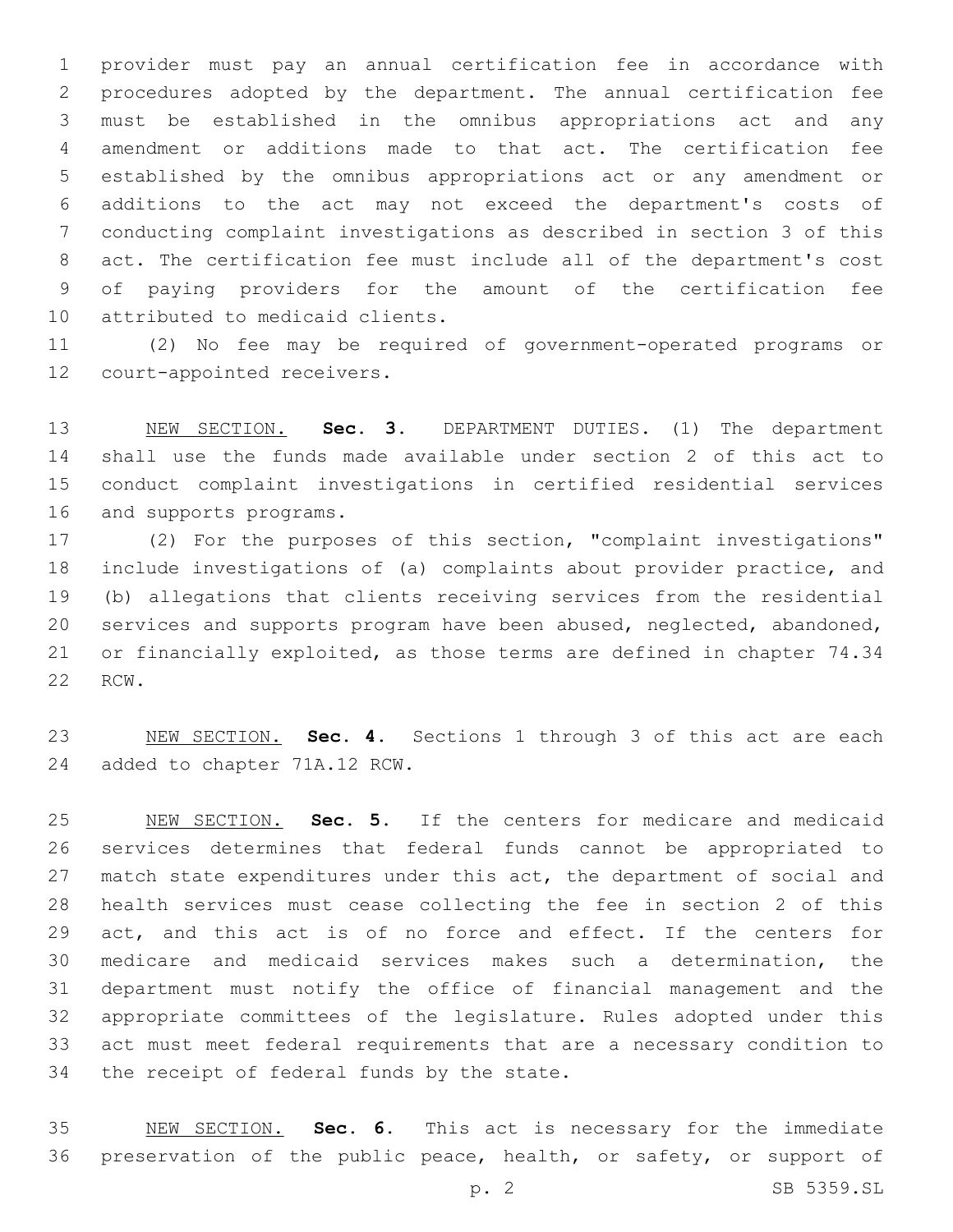provider must pay an annual certification fee in accordance with procedures adopted by the department. The annual certification fee must be established in the omnibus appropriations act and any amendment or additions made to that act. The certification fee established by the omnibus appropriations act or any amendment or additions to the act may not exceed the department's costs of conducting complaint investigations as described in section 3 of this act. The certification fee must include all of the department's cost of paying providers for the amount of the certification fee attributed to medicaid clients.

(2) No fee may be required of government-operated programs or court-appointed receivers.

NEW SECTION. **Sec. 3.** DEPARTMENT DUTIES. (1) The department shall use the funds made available under section 2 of this act to conduct complaint investigations in certified residential services and supports programs.

(2) For the purposes of this section, "complaint investigations" include investigations of (a) complaints about provider practice, and (b) allegations that clients receiving services from the residential services and supports program have been abused, neglected, abandoned, or financially exploited, as those terms are defined in chapter 74.34 RCW.

NEW SECTION. **Sec. 4.** Sections 1 through 3 of this act are each added to chapter 71A.12 RCW.

NEW SECTION. **Sec. 5.** If the centers for medicare and medicaid services determines that federal funds cannot be appropriated to match state expenditures under this act, the department of social and health services must cease collecting the fee in section 2 of this act, and this act is of no force and effect. If the centers for medicare and medicaid services makes such a determination, the department must notify the office of financial management and the appropriate committees of the legislature. Rules adopted under this act must meet federal requirements that are a necessary condition to the receipt of federal funds by the state.

NEW SECTION. **Sec. 6.** This act is necessary for the immediate preservation of the public peace, health, or safety, or support of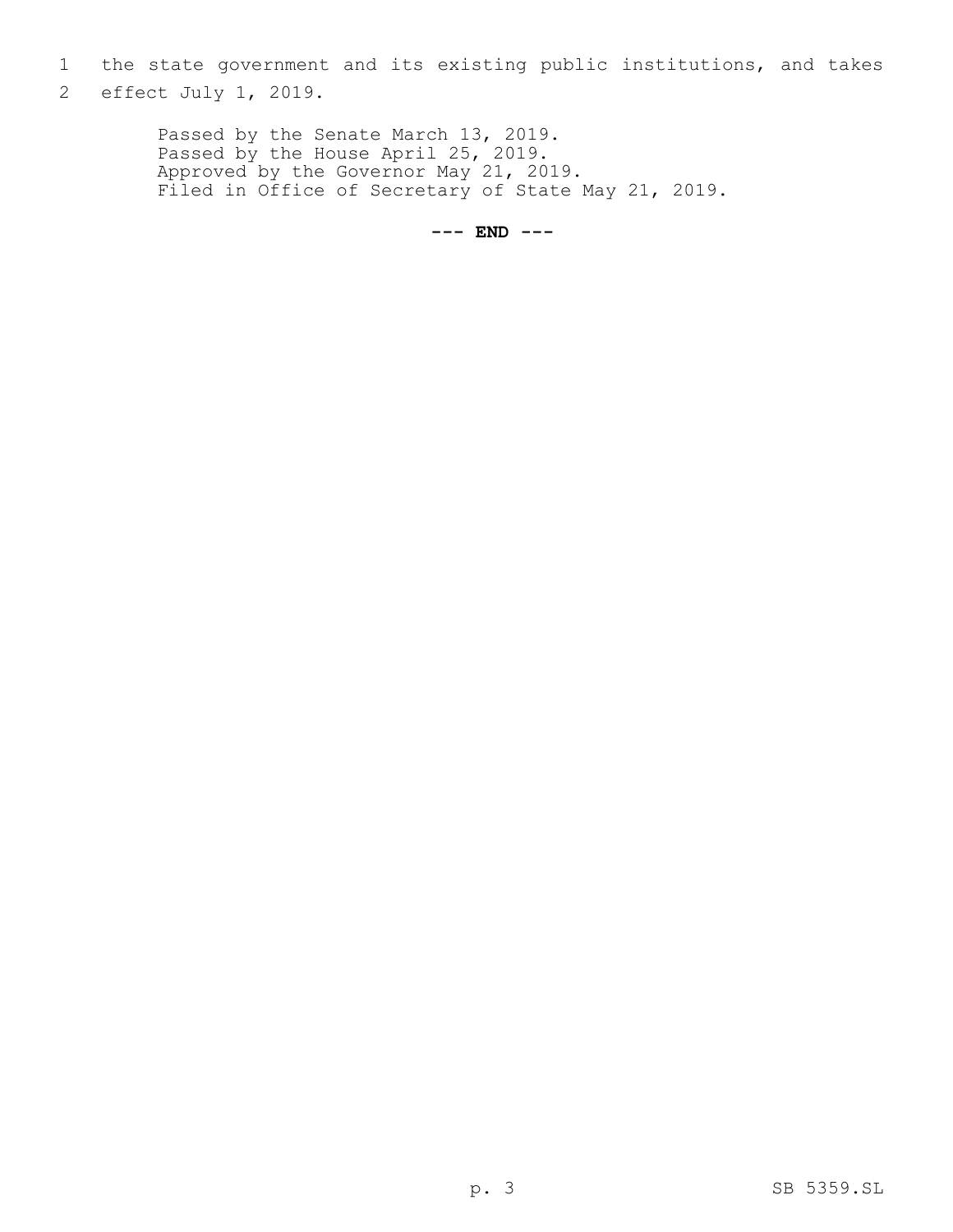the state government and its existing public institutions, and takes effect July 1, 2019.

Passed by the Senate March 13, 2019.
Passed by the House April 25, 2019.
Approved by the Governor May 21, 2019.
Filed in Office of Secretary of State May 21, 2019.

**--- END ---**